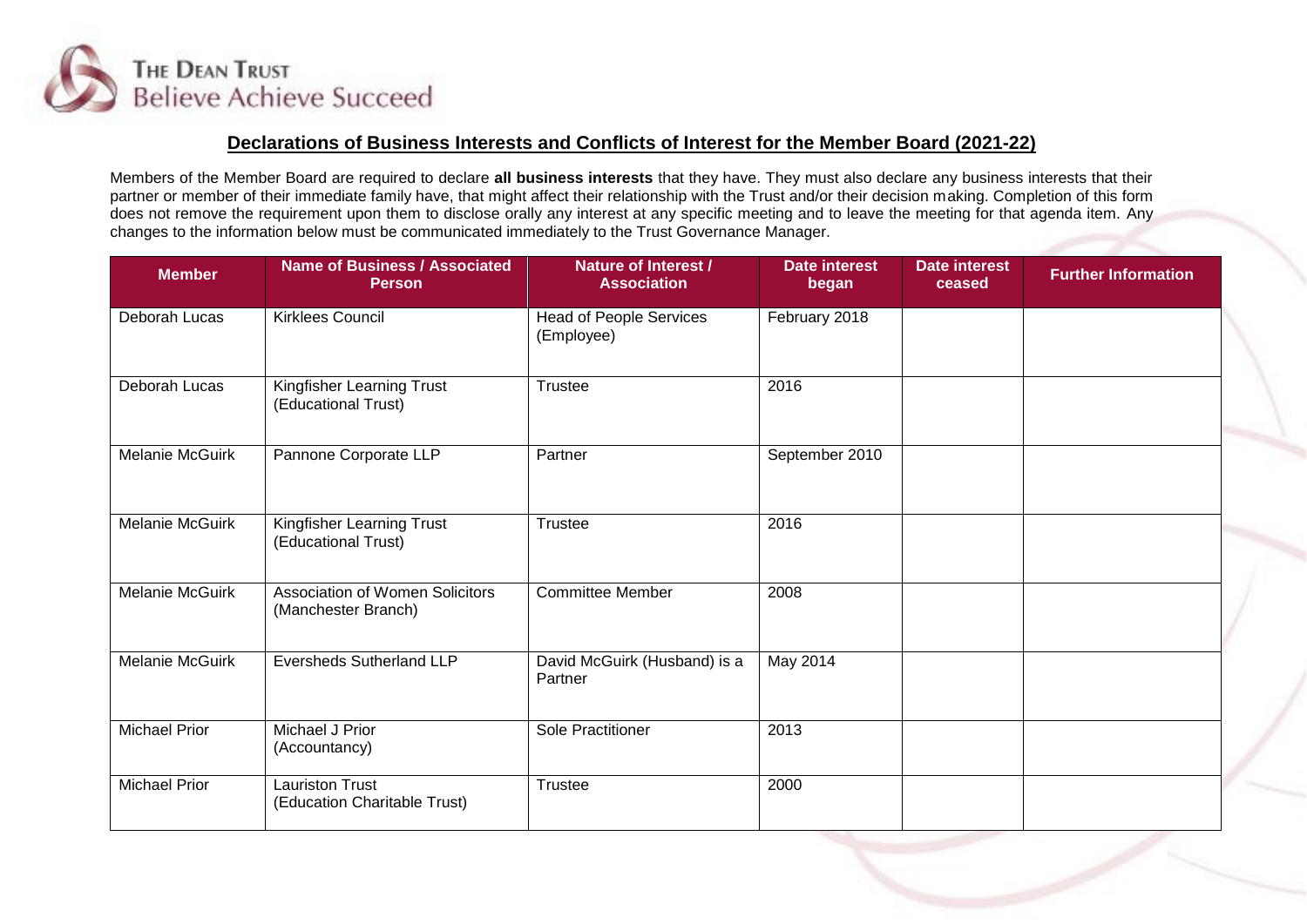THE DEAN TRUST
Believe Achieve Succeed

## Declarations of Business Interests and Conflicts of Interest for the Member Board (2021-22)

Members of the Member Board are required to declare **all business interests** that they have. They must also declare any business interests that their partner or member of their immediate family have, that might affect their relationship with the Trust and/or their decision making. Completion of this form does not remove the requirement upon them to disclose orally any interest at any specific meeting and to leave the meeting for that agenda item. Any changes to the information below must be communicated immediately to the Trust Governance Manager.

| Member | Name of Business / Associated Person | Nature of Interest / Association | Date interest began | Date interest ceased | Further Information |
|---|---|---|---|---|---|
| Deborah Lucas | Kirklees Council | Head of People Services (Employee) | February 2018 | | |
| Deborah Lucas | Kingfisher Learning Trust (Educational Trust) | Trustee | 2016 | | |
| Melanie McGuirk | Pannone Corporate LLP | Partner | September 2010 | | |
| Melanie McGuirk | Kingfisher Learning Trust (Educational Trust) | Trustee | 2016 | | |
| Melanie McGuirk | Association of Women Solicitors (Manchester Branch) | Committee Member | 2008 | | |
| Melanie McGuirk | Eversheds Sutherland LLP | David McGuirk (Husband) is a Partner | May 2014 | | |
| Michael Prior | Michael J Prior (Accountancy) | Sole Practitioner | 2013 | | |
| Michael Prior | Lauriston Trust (Education Charitable Trust) | Trustee | 2000 | | |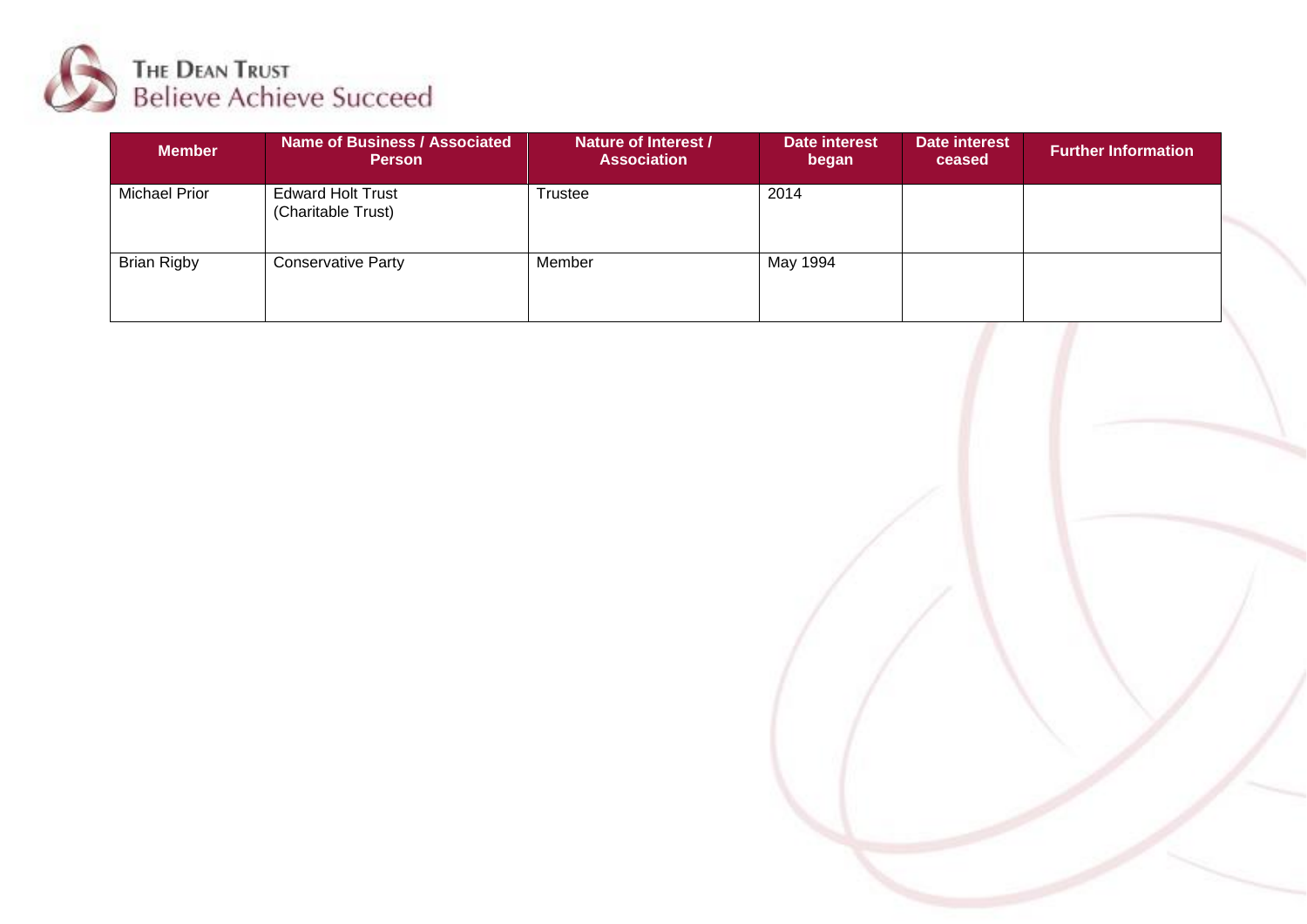| Member | Name of Business / Associated Person | Nature of Interest / Association | Date interest began | Date interest ceased | Further Information |
|---|---|---|---|---|---|
| Michael Prior | Edward Holt Trust (Charitable Trust) | Trustee | 2014 | | |
| Brian Rigby | Conservative Party | Member | May 1994 | | |